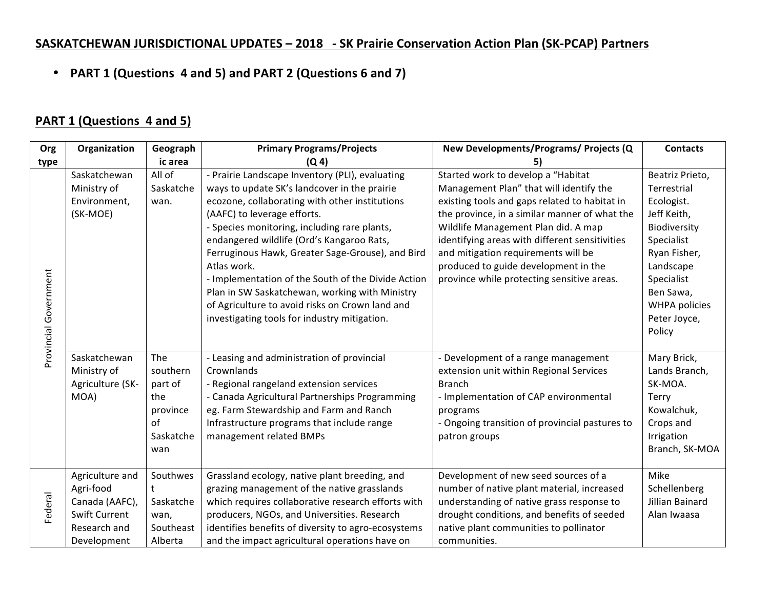## SASKATCHEWAN JURISDICTIONAL UPDATES – 2018 - SK Prairie Conservation Action Plan (SK-PCAP) Partners

- **PART 1 (Questions 4 and 5) and PART 2 (Questions 6 and 7)**

## PART 1 (Questions 4 and 5)

| Org type | Organization | Geographic area | Primary Programs/Projects (Q 4) | New Developments/Programs/ Projects (Q 5) | Contacts |
|---|---|---|---|---|---|
| Provincial Government | Saskatchewan Ministry of Environment, (SK-MOE) | All of Saskatchewan. | - Prairie Landscape Inventory (PLI), evaluating ways to update SK's landcover in the prairie ecozone, collaborating with other institutions (AAFC) to leverage efforts.<br>- Species monitoring, including rare plants, endangered wildlife (Ord's Kangaroo Rats, Ferruginous Hawk, Greater Sage-Grouse), and Bird Atlas work.<br>- Implementation of the South of the Divide Action Plan in SW Saskatchewan, working with Ministry of Agriculture to avoid risks on Crown land and investigating tools for industry mitigation. | Started work to develop a "Habitat Management Plan" that will identify the existing tools and gaps related to habitat in the province, in a similar manner of what the Wildlife Management Plan did. A map identifying areas with different sensitivities and mitigation requirements will be produced to guide development in the province while protecting sensitive areas. | Beatriz Prieto, Terrestrial Ecologist.<br>Jeff Keith, Biodiversity Specialist<br>Ryan Fisher, Landscape Specialist<br>Ben Sawa, WHPA policies<br>Peter Joyce, Policy |
| | Saskatchewan Ministry of Agriculture (SK-MOA) | The southern part of the province of Saskatchewan | - Leasing and administration of provincial Crownlands<br>- Regional rangeland extension services<br>- Canada Agricultural Partnerships Programming eg. Farm Stewardship and Farm and Ranch Infrastructure programs that include range management related BMPs | - Development of a range management extension unit within Regional Services Branch<br>- Implementation of CAP environmental programs<br>- Ongoing transition of provincial pastures to patron groups | Mary Brick, Lands Branch, SK-MOA.<br>Terry Kowalchuk, Crops and Irrigation Branch, SK-MOA |
| Federal | Agriculture and Agri-food Canada (AAFC), Swift Current Research and Development | Southwest Saskatchewan, Southeast Alberta | Grassland ecology, native plant breeding, and grazing management of the native grasslands which requires collaborative research efforts with producers, NGOs, and Universities. Research identifies benefits of diversity to agro-ecosystems and the impact agricultural operations have on | Development of new seed sources of a number of native plant material, increased understanding of native grass response to drought conditions, and benefits of seeded native plant communities to pollinator communities. | Mike Schellenberg<br>Jillian Bainard<br>Alan Iwaasa |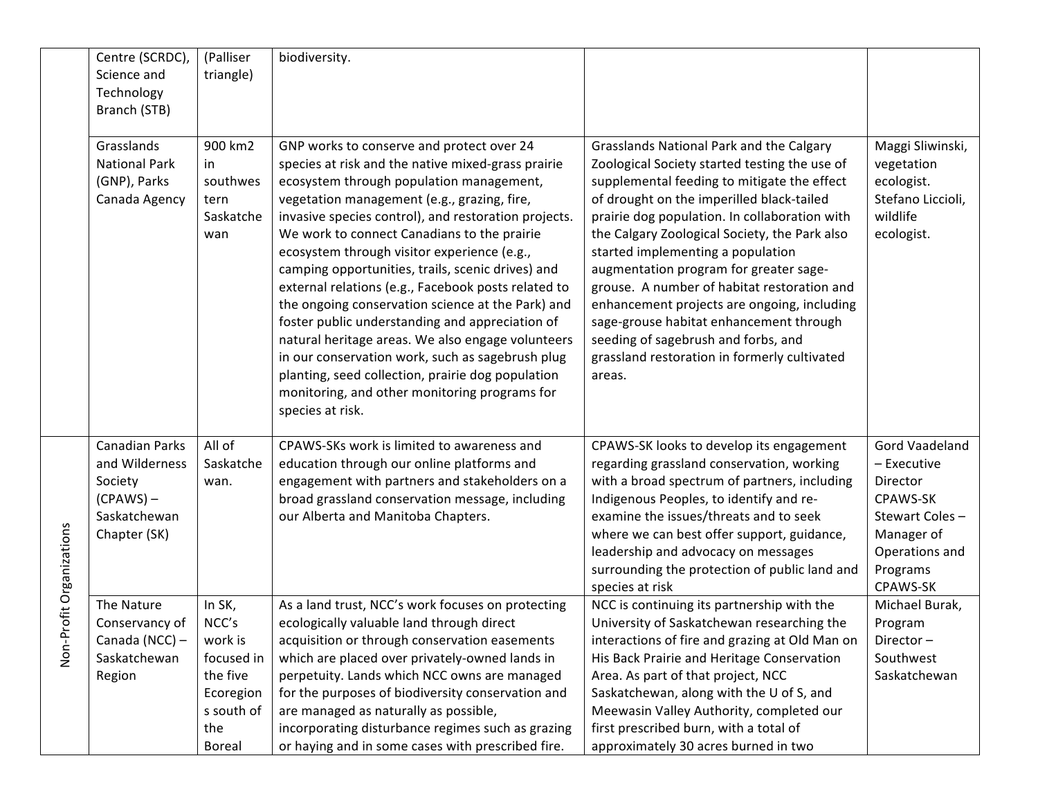| | | | | | |
|---|---|---|---|---|---|
| | Centre (SCRDC), Science and Technology Branch (STB) | (Palliser triangle) | biodiversity. | | |
| | Grasslands National Park (GNP), Parks Canada Agency | 900 km2 in southwestern Saskatchewan | GNP works to conserve and protect over 24 species at risk and the native mixed-grass prairie ecosystem through population management, vegetation management (e.g., grazing, fire, invasive species control), and restoration projects. We work to connect Canadians to the prairie ecosystem through visitor experience (e.g., camping opportunities, trails, scenic drives) and external relations (e.g., Facebook posts related to the ongoing conservation science at the Park) and foster public understanding and appreciation of natural heritage areas. We also engage volunteers in our conservation work, such as sagebrush plug planting, seed collection, prairie dog population monitoring, and other monitoring programs for species at risk. | Grasslands National Park and the Calgary Zoological Society started testing the use of supplemental feeding to mitigate the effect of drought on the imperilled black-tailed prairie dog population. In collaboration with the Calgary Zoological Society, the Park also started implementing a population augmentation program for greater sage-grouse. A number of habitat restoration and enhancement projects are ongoing, including sage-grouse habitat enhancement through seeding of sagebrush and forbs, and grassland restoration in formerly cultivated areas. | Maggi Sliwinski, vegetation ecologist. Stefano Liccioli, wildlife ecologist. |
| Non-Profit Organizations | Canadian Parks and Wilderness Society (CPAWS) – Saskatchewan Chapter (SK) | All of Saskatchewan. | CPAWS-SKs work is limited to awareness and education through our online platforms and engagement with partners and stakeholders on a broad grassland conservation message, including our Alberta and Manitoba Chapters. | CPAWS-SK looks to develop its engagement regarding grassland conservation, working with a broad spectrum of partners, including Indigenous Peoples, to identify and re-examine the issues/threats and to seek where we can best offer support, guidance, leadership and advocacy on messages surrounding the protection of public land and species at risk | Gord Vaadeland – Executive Director CPAWS-SK Stewart Coles – Manager of Operations and Programs CPAWS-SK |
| | The Nature Conservancy of Canada (NCC) – Saskatchewan Region | In SK, NCC's work is focused in the five Ecoregions south of the Boreal | As a land trust, NCC's work focuses on protecting ecologically valuable land through direct acquisition or through conservation easements which are placed over privately-owned lands in perpetuity. Lands which NCC owns are managed for the purposes of biodiversity conservation and are managed as naturally as possible, incorporating disturbance regimes such as grazing or haying and in some cases with prescribed fire. | NCC is continuing its partnership with the University of Saskatchewan researching the interactions of fire and grazing at Old Man on His Back Prairie and Heritage Conservation Area. As part of that project, NCC Saskatchewan, along with the U of S, and Meewasin Valley Authority, completed our first prescribed burn, with a total of approximately 30 acres burned in two | Michael Burak, Program Director – Southwest Saskatchewan |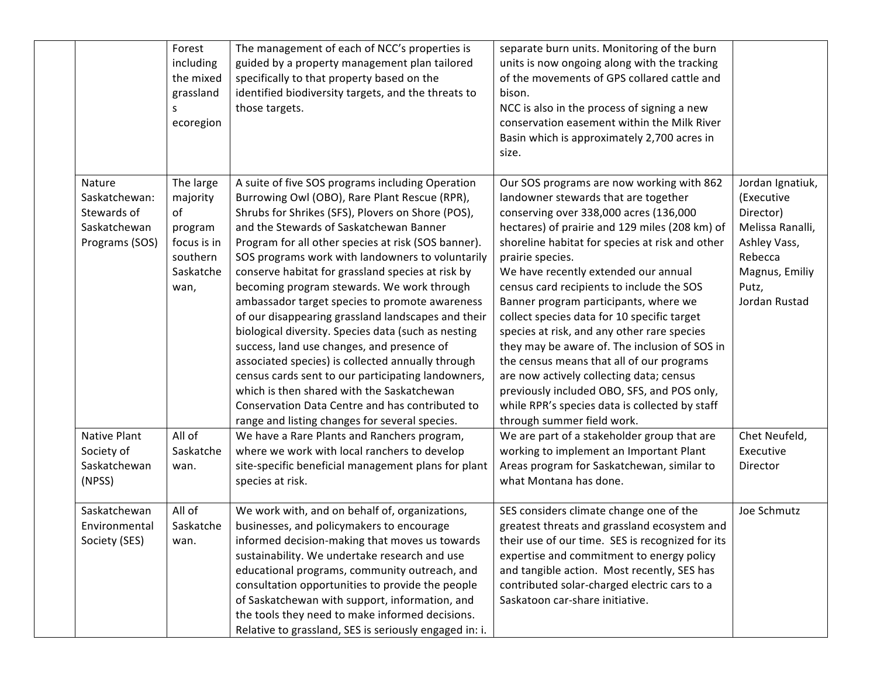| | | | | | |
|---|---|---|---|---|---|
| | | Forest including the mixed grasslands ecoregion | The management of each of NCC's properties is guided by a property management plan tailored specifically to that property based on the identified biodiversity targets, and the threats to those targets. | separate burn units. Monitoring of the burn units is now ongoing along with the tracking of the movements of GPS collared cattle and bison. NCC is also in the process of signing a new conservation easement within the Milk River Basin which is approximately 2,700 acres in size. | |
| | Nature Saskatchewan: Stewards of Saskatchewan Programs (SOS) | The large majority of program focus is in southern Saskatchewan, | A suite of five SOS programs including Operation Burrowing Owl (OBO), Rare Plant Rescue (RPR), Shrubs for Shrikes (SFS), Plovers on Shore (POS), and the Stewards of Saskatchewan Banner Program for all other species at risk (SOS banner). SOS programs work with landowners to voluntarily conserve habitat for grassland species at risk by becoming program stewards. We work through ambassador target species to promote awareness of our disappearing grassland landscapes and their biological diversity. Species data (such as nesting success, land use changes, and presence of associated species) is collected annually through census cards sent to our participating landowners, which is then shared with the Saskatchewan Conservation Data Centre and has contributed to range and listing changes for several species. | Our SOS programs are now working with 862 landowner stewards that are together conserving over 338,000 acres (136,000 hectares) of prairie and 129 miles (208 km) of shoreline habitat for species at risk and other prairie species. We have recently extended our annual census card recipients to include the SOS Banner program participants, where we collect species data for 10 specific target species at risk, and any other rare species they may be aware of. The inclusion of SOS in the census means that all of our programs are now actively collecting data; census previously included OBO, SFS, and POS only, while RPR's species data is collected by staff through summer field work. | Jordan Ignatiuk, (Executive Director) Melissa Ranalli, Ashley Vass, Rebecca Magnus, Emiliy Putz, Jordan Rustad |
| | Native Plant Society of Saskatchewan (NPSS) | All of Saskatchewan. | We have a Rare Plants and Ranchers program, where we work with local ranchers to develop site-specific beneficial management plans for plant species at risk. | We are part of a stakeholder group that are working to implement an Important Plant Areas program for Saskatchewan, similar to what Montana has done. | Chet Neufeld, Executive Director |
| | Saskatchewan Environmental Society (SES) | All of Saskatchewan. | We work with, and on behalf of, organizations, businesses, and policymakers to encourage informed decision-making that moves us towards sustainability. We undertake research and use educational programs, community outreach, and consultation opportunities to provide the people of Saskatchewan with support, information, and the tools they need to make informed decisions. Relative to grassland, SES is seriously engaged in: i. | SES considers climate change one of the greatest threats and grassland ecosystem and their use of our time. SES is recognized for its expertise and commitment to energy policy and tangible action. Most recently, SES has contributed solar-charged electric cars to a Saskatoon car-share initiative. | Joe Schmutz |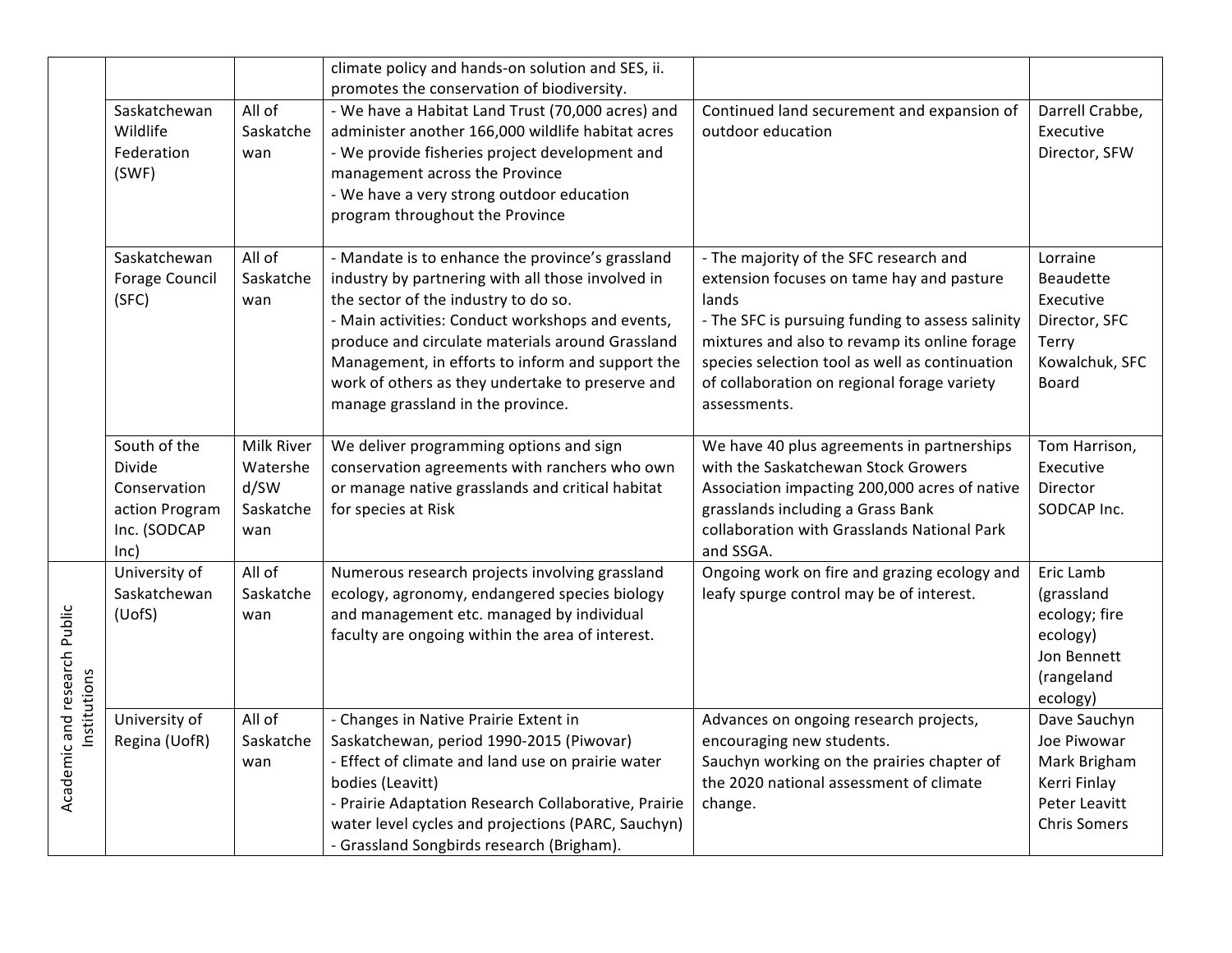| | | | | | |
|---|---|---|---|---|---|
| | | | climate policy and hands-on solution and SES, ii. promotes the conservation of biodiversity. | | |
| | Saskatchewan Wildlife Federation (SWF) | All of Saskatchewan | - We have a Habitat Land Trust (70,000 acres) and administer another 166,000 wildlife habitat acres<br>- We provide fisheries project development and management across the Province<br>- We have a very strong outdoor education program throughout the Province | Continued land securement and expansion of outdoor education | Darrell Crabbe, Executive Director, SFW |
| | Saskatchewan Forage Council (SFC) | All of Saskatchewan | - Mandate is to enhance the province's grassland industry by partnering with all those involved in the sector of the industry to do so.<br>- Main activities: Conduct workshops and events, produce and circulate materials around Grassland Management, in efforts to inform and support the work of others as they undertake to preserve and manage grassland in the province. | - The majority of the SFC research and extension focuses on tame hay and pasture lands<br>- The SFC is pursuing funding to assess salinity mixtures and also to revamp its online forage species selection tool as well as continuation of collaboration on regional forage variety assessments. | Lorraine Beaudette Executive Director, SFC<br>Terry Kowalchuk, SFC Board |
| | South of the Divide Conservation action Program Inc. (SODCAP Inc) | Milk River Watershed/SW Saskatchewan | We deliver programming options and sign conservation agreements with ranchers who own or manage native grasslands and critical habitat for species at Risk | We have 40 plus agreements in partnerships with the Saskatchewan Stock Growers Association impacting 200,000 acres of native grasslands including a Grass Bank collaboration with Grasslands National Park and SSGA. | Tom Harrison, Executive Director SODCAP Inc. |
| Academic and research Public Institutions | University of Saskatchewan (UofS) | All of Saskatchewan | Numerous research projects involving grassland ecology, agronomy, endangered species biology and management etc. managed by individual faculty are ongoing within the area of interest. | Ongoing work on fire and grazing ecology and leafy spurge control may be of interest. | Eric Lamb (grassland ecology; fire ecology)<br>Jon Bennett (rangeland ecology) |
| | University of Regina (UofR) | All of Saskatchewan | - Changes in Native Prairie Extent in Saskatchewan, period 1990-2015 (Piwovar)<br>- Effect of climate and land use on prairie water bodies (Leavitt)<br>- Prairie Adaptation Research Collaborative, Prairie water level cycles and projections (PARC, Sauchyn)<br>- Grassland Songbirds research (Brigham). | Advances on ongoing research projects, encouraging new students.<br>Sauchyn working on the prairies chapter of the 2020 national assessment of climate change. | Dave Sauchyn<br>Joe Piwowar<br>Mark Brigham<br>Kerri Finlay<br>Peter Leavitt<br>Chris Somers |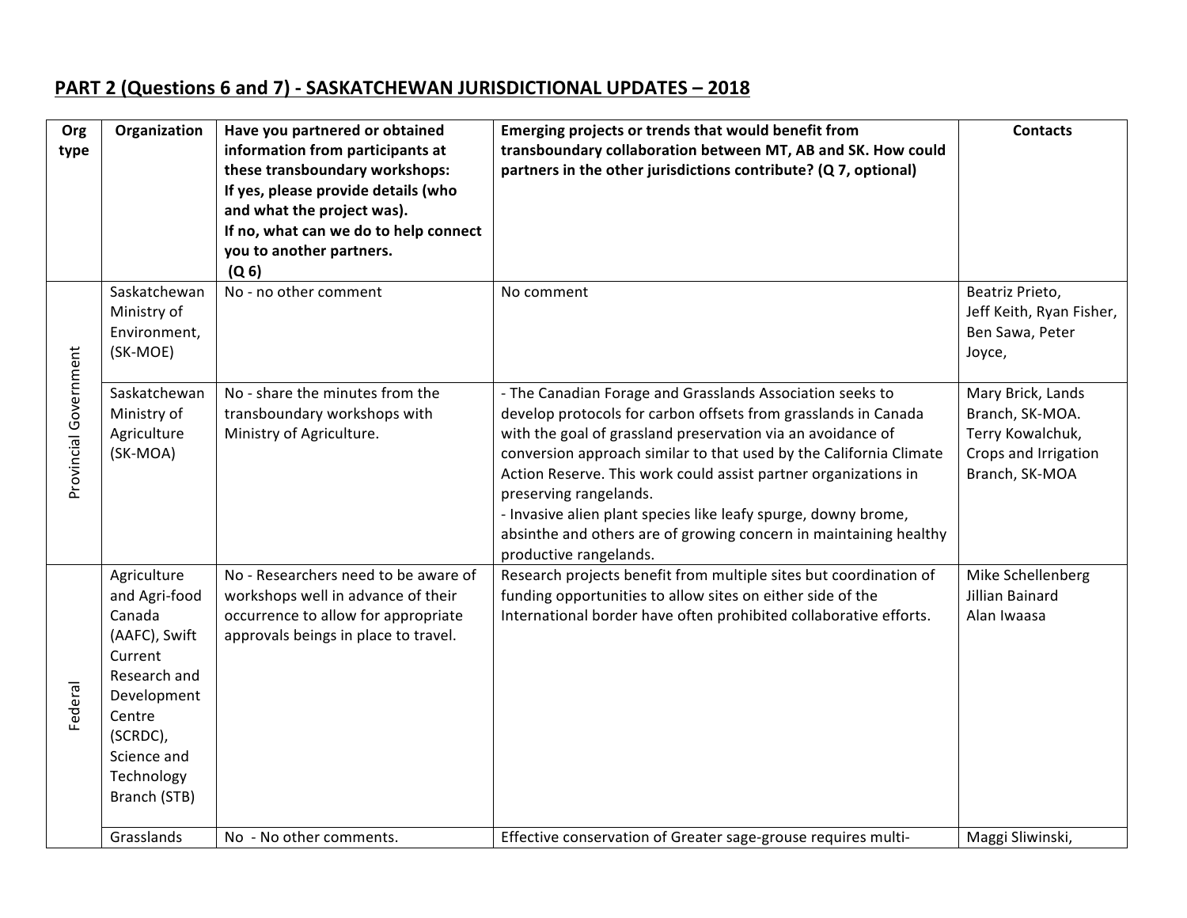## PART 2 (Questions 6 and 7) - SASKATCHEWAN JURISDICTIONAL UPDATES – 2018

| Org type | Organization | Have you partnered or obtained information from participants at these transboundary workshops: If yes, please provide details (who and what the project was). If no, what can we do to help connect you to another partners. (Q 6) | Emerging projects or trends that would benefit from transboundary collaboration between MT, AB and SK. How could partners in the other jurisdictions contribute? (Q 7, optional) | Contacts |
|---|---|---|---|---|
| Provincial Government | Saskatchewan Ministry of Environment, (SK-MOE) | No - no other comment | No comment | Beatriz Prieto, Jeff Keith, Ryan Fisher, Ben Sawa, Peter Joyce, |
| | Saskatchewan Ministry of Agriculture (SK-MOA) | No - share the minutes from the transboundary workshops with Ministry of Agriculture. | - The Canadian Forage and Grasslands Association seeks to develop protocols for carbon offsets from grasslands in Canada with the goal of grassland preservation via an avoidance of conversion approach similar to that used by the California Climate Action Reserve. This work could assist partner organizations in preserving rangelands.<br>- Invasive alien plant species like leafy spurge, downy brome, absinthe and others are of growing concern in maintaining healthy productive rangelands. | Mary Brick, Lands Branch, SK-MOA. Terry Kowalchuk, Crops and Irrigation Branch, SK-MOA |
| Federal | Agriculture and Agri-food Canada (AAFC), Swift Current Research and Development Centre (SCRDC), Science and Technology Branch (STB) | No - Researchers need to be aware of workshops well in advance of their occurrence to allow for appropriate approvals beings in place to travel. | Research projects benefit from multiple sites but coordination of funding opportunities to allow sites on either side of the International border have often prohibited collaborative efforts. | Mike Schellenberg<br>Jillian Bainard<br>Alan Iwaasa |
| | Grasslands | No - No other comments. | Effective conservation of Greater sage-grouse requires multi- | Maggi Sliwinski, |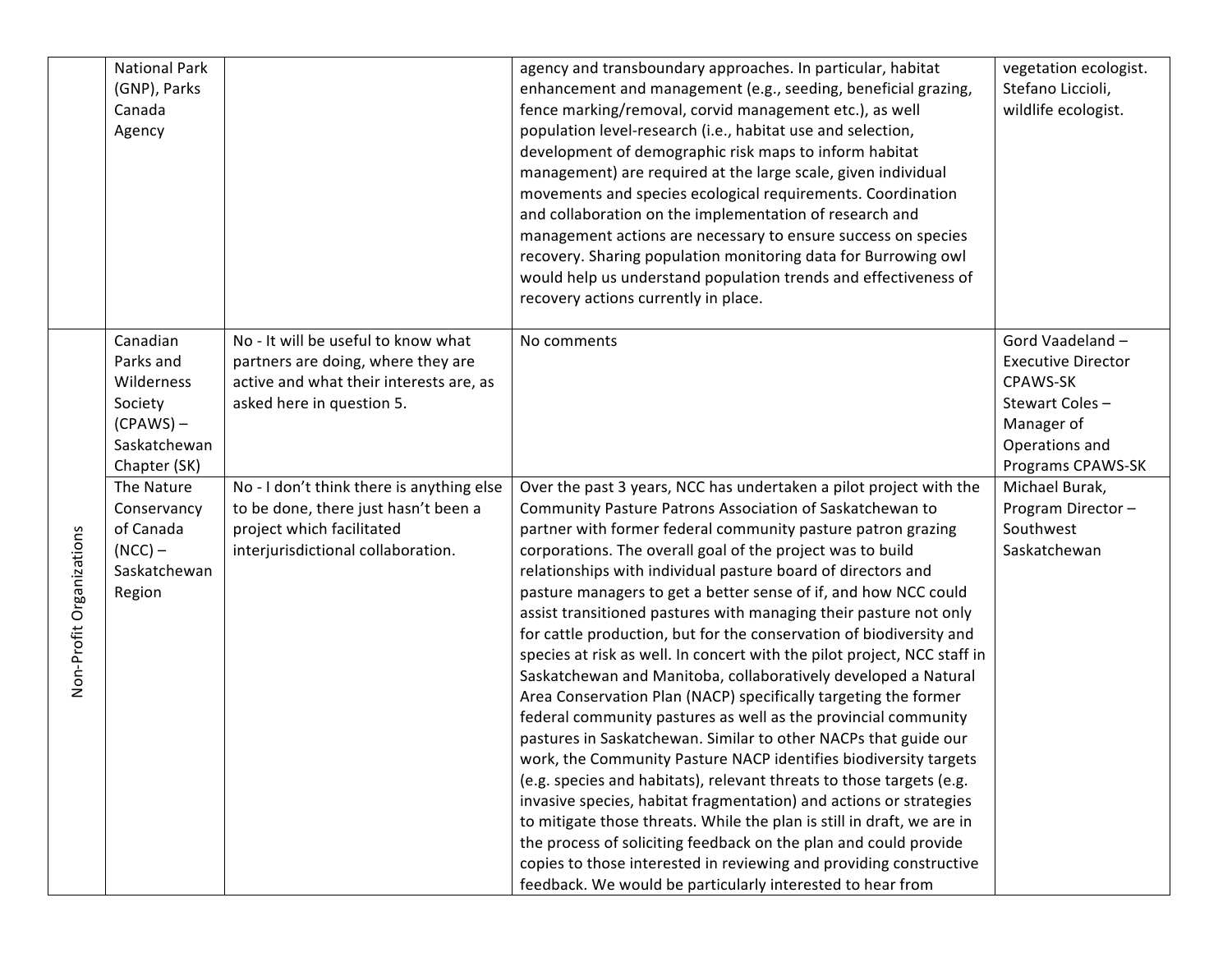|  |  |  |  |  |
|---|---|---|---|---|
|  | National Park (GNP), Parks Canada Agency |  | agency and transboundary approaches. In particular, habitat enhancement and management (e.g., seeding, beneficial grazing, fence marking/removal, corvid management etc.), as well population level-research (i.e., habitat use and selection, development of demographic risk maps to inform habitat management) are required at the large scale, given individual movements and species ecological requirements. Coordination and collaboration on the implementation of research and management actions are necessary to ensure success on species recovery. Sharing population monitoring data for Burrowing owl would help us understand population trends and effectiveness of recovery actions currently in place. | vegetation ecologist. Stefano Liccioli, wildlife ecologist. |
| Non-Profit Organizations | Canadian Parks and Wilderness Society (CPAWS) – Saskatchewan Chapter (SK) | No - It will be useful to know what partners are doing, where they are active and what their interests are, as asked here in question 5. | No comments | Gord Vaadeland – Executive Director CPAWS-SK<br>Stewart Coles – Manager of Operations and Programs CPAWS-SK |
|  | The Nature Conservancy of Canada (NCC) – Saskatchewan Region | No - I don't think there is anything else to be done, there just hasn't been a project which facilitated interjurisdictional collaboration. | Over the past 3 years, NCC has undertaken a pilot project with the Community Pasture Patrons Association of Saskatchewan to partner with former federal community pasture patron grazing corporations. The overall goal of the project was to build relationships with individual pasture board of directors and pasture managers to get a better sense of if, and how NCC could assist transitioned pastures with managing their pasture not only for cattle production, but for the conservation of biodiversity and species at risk as well. In concert with the pilot project, NCC staff in Saskatchewan and Manitoba, collaboratively developed a Natural Area Conservation Plan (NACP) specifically targeting the former federal community pastures as well as the provincial community pastures in Saskatchewan. Similar to other NACPs that guide our work, the Community Pasture NACP identifies biodiversity targets (e.g. species and habitats), relevant threats to those targets (e.g. invasive species, habitat fragmentation) and actions or strategies to mitigate those threats. While the plan is still in draft, we are in the process of soliciting feedback on the plan and could provide copies to those interested in reviewing and providing constructive feedback. We would be particularly interested to hear from | Michael Burak, Program Director – Southwest Saskatchewan |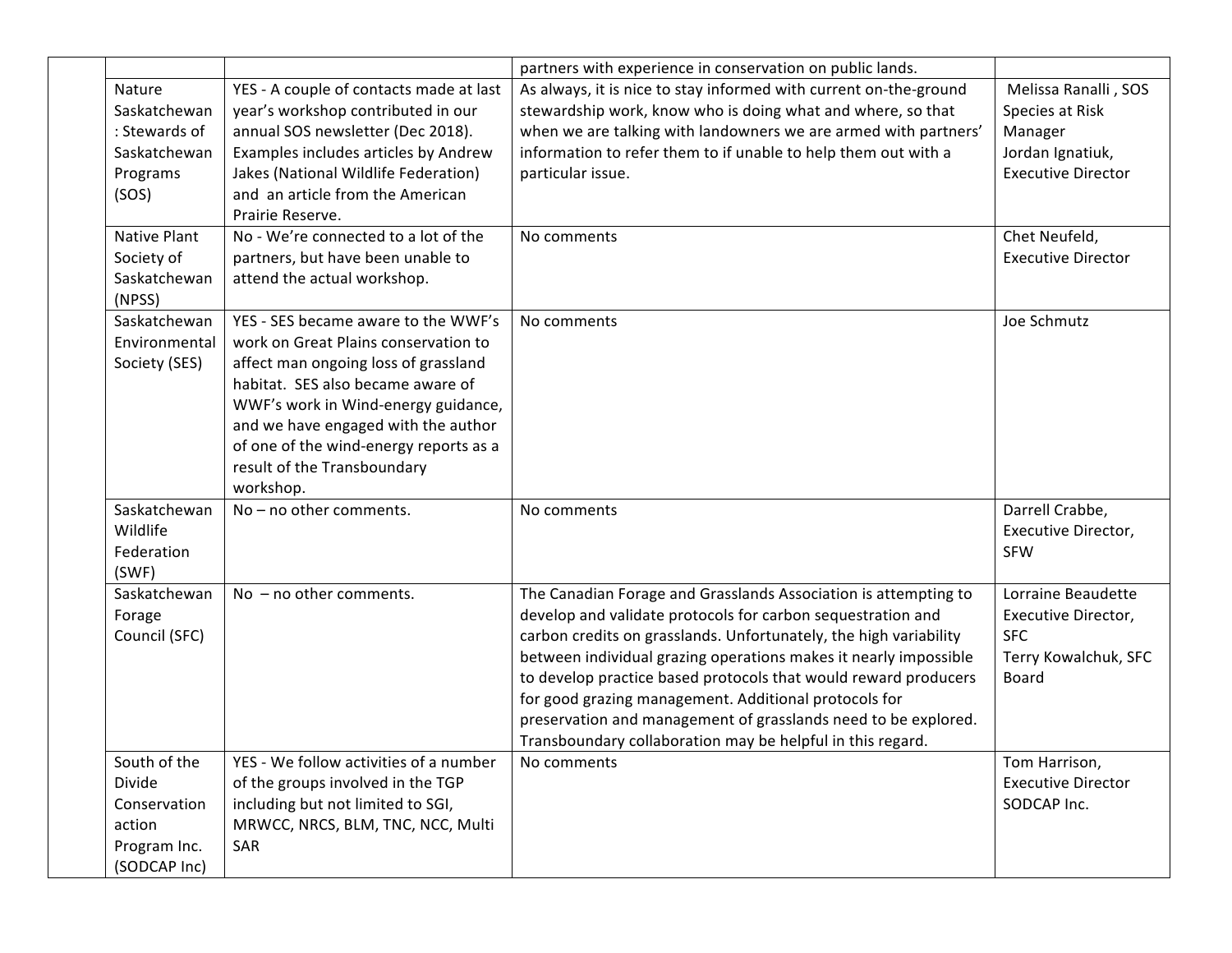| | | | | |
|---|---|---|---|---|
| | | | partners with experience in conservation on public lands. | |
| | Nature Saskatchewan : Stewards of Saskatchewan Programs (SOS) | YES - A couple of contacts made at last year's workshop contributed in our annual SOS newsletter (Dec 2018). Examples includes articles by Andrew Jakes (National Wildlife Federation) and an article from the American Prairie Reserve. | As always, it is nice to stay informed with current on-the-ground stewardship work, know who is doing what and where, so that when we are talking with landowners we are armed with partners' information to refer them to if unable to help them out with a particular issue. | Melissa Ranalli , SOS Species at Risk Manager<br>Jordan Ignatiuk, Executive Director |
| | Native Plant Society of Saskatchewan (NPSS) | No - We're connected to a lot of the partners, but have been unable to attend the actual workshop. | No comments | Chet Neufeld, Executive Director |
| | Saskatchewan Environmental Society (SES) | YES - SES became aware to the WWF's work on Great Plains conservation to affect man ongoing loss of grassland habitat. SES also became aware of WWF's work in Wind-energy guidance, and we have engaged with the author of one of the wind-energy reports as a result of the Transboundary workshop. | No comments | Joe Schmutz |
| | Saskatchewan Wildlife Federation (SWF) | No – no other comments. | No comments | Darrell Crabbe, Executive Director, SFW |
| | Saskatchewan Forage Council (SFC) | No – no other comments. | The Canadian Forage and Grasslands Association is attempting to develop and validate protocols for carbon sequestration and carbon credits on grasslands. Unfortunately, the high variability between individual grazing operations makes it nearly impossible to develop practice based protocols that would reward producers for good grazing management. Additional protocols for preservation and management of grasslands need to be explored. Transboundary collaboration may be helpful in this regard. | Lorraine Beaudette Executive Director, SFC<br>Terry Kowalchuk, SFC Board |
| | South of the Divide Conservation action Program Inc. (SODCAP Inc) | YES - We follow activities of a number of the groups involved in the TGP including but not limited to SGI, MRWCC, NRCS, BLM, TNC, NCC, Multi SAR | No comments | Tom Harrison, Executive Director SODCAP Inc. |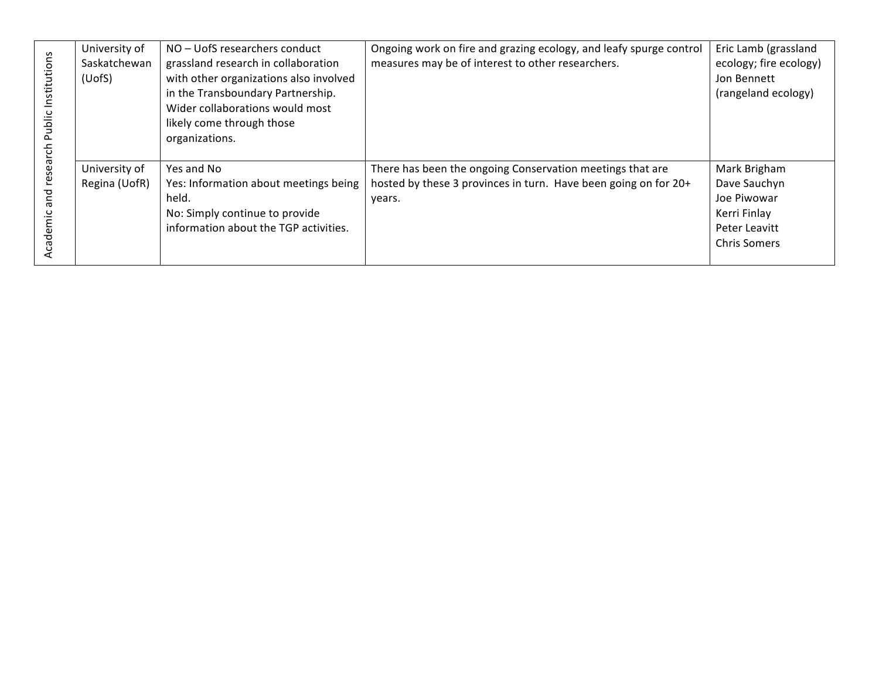| | | | | |
|---|---|---|---|---|
| Academic and research Public Institutions | University of Saskatchewan (UofS) | NO – UofS researchers conduct grassland research in collaboration with other organizations also involved in the Transboundary Partnership. Wider collaborations would most likely come through those organizations. | Ongoing work on fire and grazing ecology, and leafy spurge control measures may be of interest to other researchers. | Eric Lamb (grassland ecology; fire ecology)<br>Jon Bennett (rangeland ecology) |
| | University of Regina (UofR) | Yes and No<br>Yes: Information about meetings being held.<br>No: Simply continue to provide information about the TGP activities. | There has been the ongoing Conservation meetings that are hosted by these 3 provinces in turn. Have been going on for 20+ years. | Mark Brigham<br>Dave Sauchyn<br>Joe Piwowar<br>Kerri Finlay<br>Peter Leavitt<br>Chris Somers |